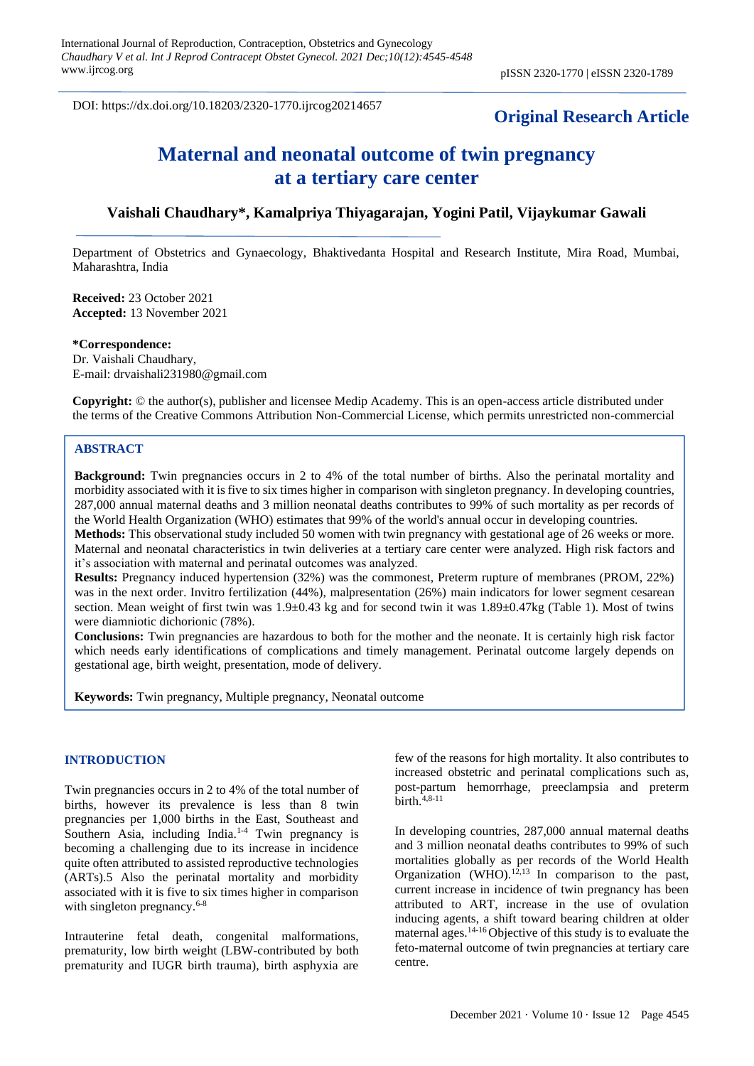DOI: https://dx.doi.org/10.18203/2320-1770.ijrcog20214657

**Original Research Article**

# Maternal and neonatal outcome of twin pregnancy at a tertiary care center

**Vaishali Chaudhary*, Kamalpriya Thiyagarajan, Yogini Patil, Vijaykumar Gawali**

Department of Obstetrics and Gynaecology, Bhaktivedanta Hospital and Research Institute, Mira Road, Mumbai, Maharashtra, India

**Received:** 23 October 2021
**Accepted:** 13 November 2021

***Correspondence:**
Dr. Vaishali Chaudhary,
E-mail: drvaishali231980@gmail.com

**Copyright:** © the author(s), publisher and licensee Medip Academy. This is an open-access article distributed under the terms of the Creative Commons Attribution Non-Commercial License, which permits unrestricted non-commercial

## ABSTRACT

**Background:** Twin pregnancies occurs in 2 to 4% of the total number of births. Also the perinatal mortality and morbidity associated with it is five to six times higher in comparison with singleton pregnancy. In developing countries, 287,000 annual maternal deaths and 3 million neonatal deaths contributes to 99% of such mortality as per records of the World Health Organization (WHO) estimates that 99% of the world's annual occur in developing countries.

**Methods:** This observational study included 50 women with twin pregnancy with gestational age of 26 weeks or more. Maternal and neonatal characteristics in twin deliveries at a tertiary care center were analyzed. High risk factors and it's association with maternal and perinatal outcomes was analyzed.

**Results:** Pregnancy induced hypertension (32%) was the commonest, Preterm rupture of membranes (PROM, 22%) was in the next order. Invitro fertilization (44%), malpresentation (26%) main indicators for lower segment cesarean section. Mean weight of first twin was 1.9±0.43 kg and for second twin it was 1.89±0.47kg (Table 1). Most of twins were diamniotic dichorionic (78%).

**Conclusions:** Twin pregnancies are hazardous to both for the mother and the neonate. It is certainly high risk factor which needs early identifications of complications and timely management. Perinatal outcome largely depends on gestational age, birth weight, presentation, mode of delivery.

**Keywords:** Twin pregnancy, Multiple pregnancy, Neonatal outcome

## INTRODUCTION

Twin pregnancies occurs in 2 to 4% of the total number of births, however its prevalence is less than 8 twin pregnancies per 1,000 births in the East, Southeast and Southern Asia, including India.[1-4] Twin pregnancy is becoming a challenging due to its increase in incidence quite often attributed to assisted reproductive technologies (ARTs).5 Also the perinatal mortality and morbidity associated with it is five to six times higher in comparison with singleton pregnancy.[6-8]

Intrauterine fetal death, congenital malformations, prematurity, low birth weight (LBW-contributed by both prematurity and IUGR birth trauma), birth asphyxia are few of the reasons for high mortality. It also contributes to increased obstetric and perinatal complications such as, post-partum hemorrhage, preeclampsia and preterm birth.[4,8-11]

In developing countries, 287,000 annual maternal deaths and 3 million neonatal deaths contributes to 99% of such mortalities globally as per records of the World Health Organization (WHO).[12,13] In comparison to the past, current increase in incidence of twin pregnancy has been attributed to ART, increase in the use of ovulation inducing agents, a shift toward bearing children at older maternal ages.[14-16] Objective of this study is to evaluate the feto-maternal outcome of twin pregnancies at tertiary care centre.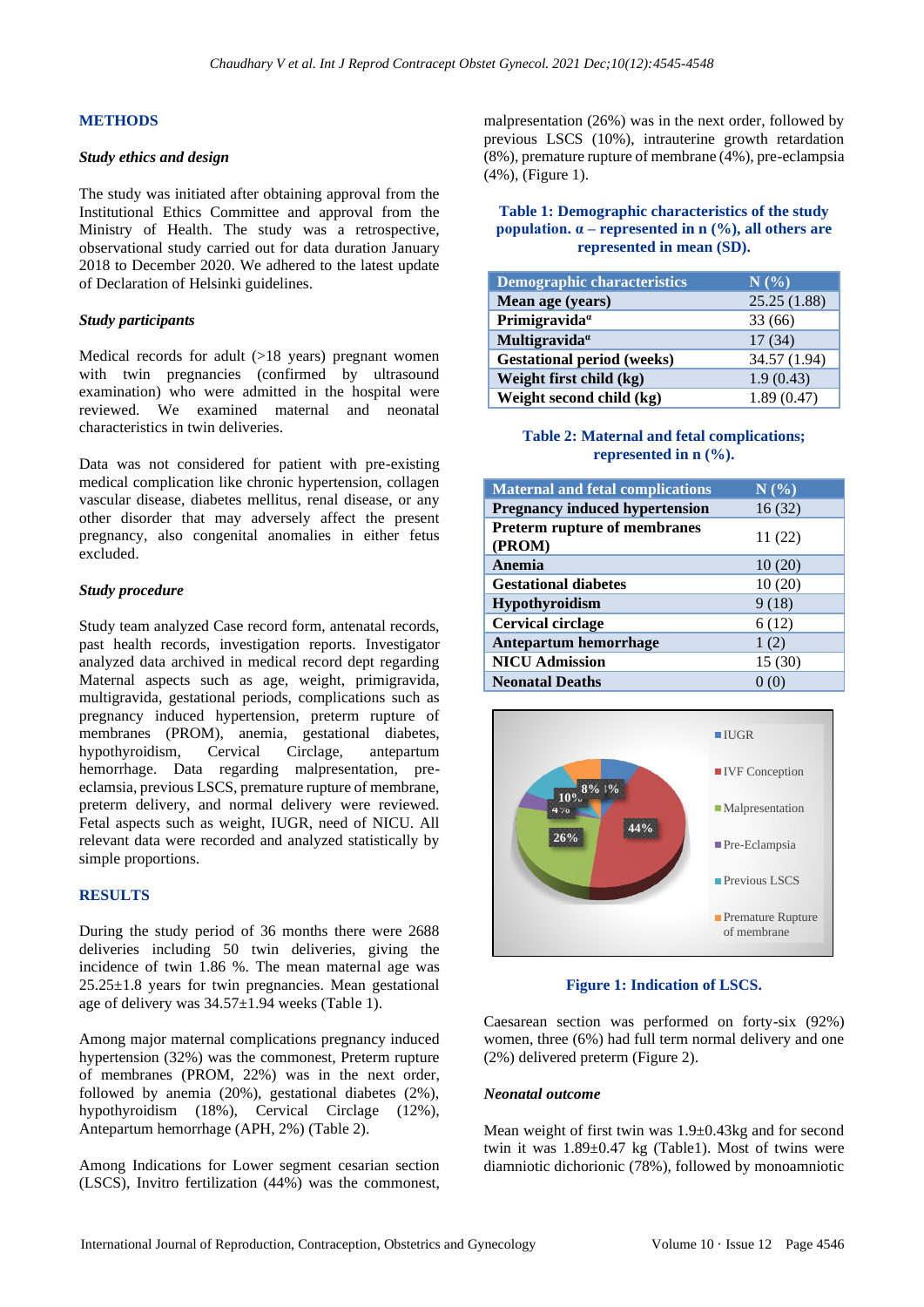## METHODS

### *Study ethics and design*

The study was initiated after obtaining approval from the Institutional Ethics Committee and approval from the Ministry of Health. The study was a retrospective, observational study carried out for data duration January 2018 to December 2020. We adhered to the latest update of Declaration of Helsinki guidelines.

### *Study participants*

Medical records for adult (>18 years) pregnant women with twin pregnancies (confirmed by ultrasound examination) who were admitted in the hospital were reviewed. We examined maternal and neonatal characteristics in twin deliveries.

Data was not considered for patient with pre-existing medical complication like chronic hypertension, collagen vascular disease, diabetes mellitus, renal disease, or any other disorder that may adversely affect the present pregnancy, also congenital anomalies in either fetus excluded.

### *Study procedure*

Study team analyzed Case record form, antenatal records, past health records, investigation reports. Investigator analyzed data archived in medical record dept regarding Maternal aspects such as age, weight, primigravida, multigravida, gestational periods, complications such as pregnancy induced hypertension, preterm rupture of membranes (PROM), anemia, gestational diabetes, hypothyroidism, Cervical Circlage, antepartum hemorrhage. Data regarding malpresentation, pre-eclamsia, previous LSCS, premature rupture of membrane, preterm delivery, and normal delivery were reviewed. Fetal aspects such as weight, IUGR, need of NICU. All relevant data were recorded and analyzed statistically by simple proportions.

## RESULTS

During the study period of 36 months there were 2688 deliveries including 50 twin deliveries, giving the incidence of twin 1.86 %. The mean maternal age was 25.25±1.8 years for twin pregnancies. Mean gestational age of delivery was 34.57±1.94 weeks (Table 1).

Among major maternal complications pregnancy induced hypertension (32%) was the commonest, Preterm rupture of membranes (PROM, 22%) was in the next order, followed by anemia (20%), gestational diabetes (2%), hypothyroidism (18%), Cervical Circlage (12%), Antepartum hemorrhage (APH, 2%) (Table 2).

Among Indications for Lower segment cesarian section (LSCS), Invitro fertilization (44%) was the commonest, malpresentation (26%) was in the next order, followed by previous LSCS (10%), intrauterine growth retardation (8%), premature rupture of membrane (4%), pre-eclampsia (4%), (Figure 1).

**Table 1: Demographic characteristics of the study population. α – represented in n (%), all others are represented in mean (SD).**

| Demographic characteristics | N (%) |
|---|---|
| Mean age (years) | 25.25 (1.88) |
| Primigravida[α] | 33 (66) |
| Multigravida[α] | 17 (34) |
| Gestational period (weeks) | 34.57 (1.94) |
| Weight first child (kg) | 1.9 (0.43) |
| Weight second child (kg) | 1.89 (0.47) |

**Table 2: Maternal and fetal complications; represented in n (%).**

| Maternal and fetal complications | N (%) |
|---|---|
| Pregnancy induced hypertension | 16 (32) |
| Preterm rupture of membranes (PROM) | 11 (22) |
| Anemia | 10 (20) |
| Gestational diabetes | 10 (20) |
| Hypothyroidism | 9 (18) |
| Cervical circlage | 6 (12) |
| Antepartum hemorrhage | 1 (2) |
| NICU Admission | 15 (30) |
| Neonatal Deaths | 0 (0) |

**Figure 1: Indication of LSCS.**

Caesarean section was performed on forty-six (92%) women, three (6%) had full term normal delivery and one (2%) delivered preterm (Figure 2).

### *Neonatal outcome*

Mean weight of first twin was 1.9±0.43kg and for second twin it was 1.89±0.47 kg (Table1). Most of twins were diamniotic dichorionic (78%), followed by monoamniotic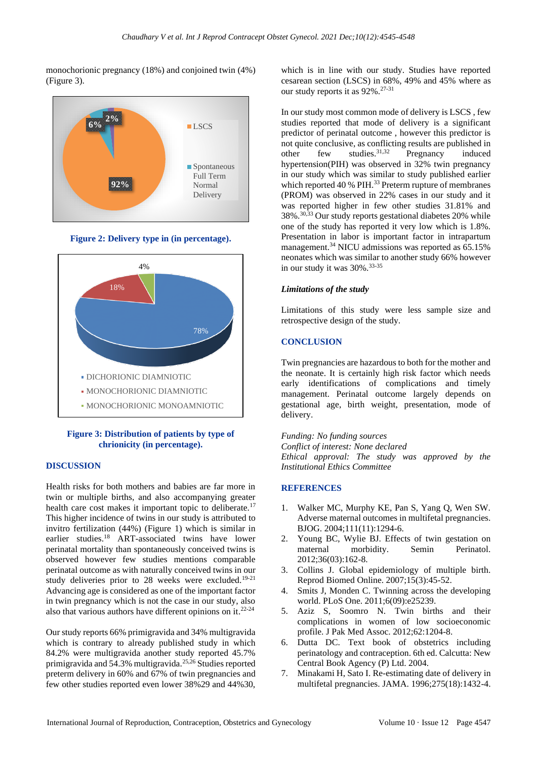monochorionic pregnancy (18%) and conjoined twin (4%) (Figure 3).

Figure 2: Delivery type in (in percentage).

Figure 3: Distribution of patients by type of chrionicity (in percentage).

## DISCUSSION

Health risks for both mothers and babies are far more in twin or multiple births, and also accompanying greater health care cost makes it important topic to deliberate.[17] This higher incidence of twins in our study is attributed to invitro fertilization (44%) (Figure 1) which is similar in earlier studies.[18] ART-associated twins have lower perinatal mortality than spontaneously conceived twins is observed however few studies mention comparable perinatal outcome as with naturally conceived twins in our study deliveries prior to 28 weeks were excluded.[19-21] Advancing age is considered as one of the important factor in twin pregnancy which is not the case in our study, also also that various authors have different opinions on it.[22-24]

Our study reports 66% primigravida and 34% multigravida which is contrary to already published study in which 84.2% were multigravida another study reported 45.7% primigravida and 54.3% multigravida.[25,26] Studies reported preterm delivery in 60% and 67% of twin pregnancies and few other studies reported even lower 38%29 and 44%30, which is in line with our study. Studies have reported cesarean section (LSCS) in 68%, 49% and 45% where as our study reports it as 92%.[27-31]

In our study most common mode of delivery is LSCS , few studies reported that mode of delivery is a significant predictor of perinatal outcome , however this predictor is not quite conclusive, as conflicting results are published in other few studies.[31,32] Pregnancy induced hypertension(PIH) was observed in 32% twin pregnancy in our study which was similar to study published earlier which reported 40 % PIH.[33] Preterm rupture of membranes (PROM) was observed in 22% cases in our study and it was reported higher in few other studies 31.81% and 38%.[30,33] Our study reports gestational diabetes 20% while one of the study has reported it very low which is 1.8%. Presentation in labor is important factor in intrapartum management.[34] NICU admissions was reported as 65.15% neonates which was similar to another study 66% however in our study it was 30%.[33-35]

### *Limitations of the study*

Limitations of this study were less sample size and retrospective design of the study.

## CONCLUSION

Twin pregnancies are hazardous to both for the mother and the neonate. It is certainly high risk factor which needs early identifications of complications and timely management. Perinatal outcome largely depends on gestational age, birth weight, presentation, mode of delivery.

*Funding: No funding sources*
*Conflict of interest: None declared*
*Ethical approval: The study was approved by the Institutional Ethics Committee*

## REFERENCES

1. Walker MC, Murphy KE, Pan S, Yang Q, Wen SW. Adverse maternal outcomes in multifetal pregnancies. BJOG. 2004;111(11):1294-6.
2. Young BC, Wylie BJ. Effects of twin gestation on maternal morbidity. Semin Perinatol. 2012;36(03):162-8.
3. Collins J. Global epidemiology of multiple birth. Reprod Biomed Online. 2007;15(3):45-52.
4. Smits J, Monden C. Twinning across the developing world. PLoS One. 2011;6(09):e25239.
5. Aziz S, Soomro N. Twin births and their complications in women of low socioeconomic profile. J Pak Med Assoc. 2012;62:1204-8.
6. Dutta DC. Text book of obstetrics including perinatology and contraception. 6th ed. Calcutta: New Central Book Agency (P) Ltd. 2004.
7. Minakami H, Sato I. Re-estimating date of delivery in multifetal pregnancies. JAMA. 1996;275(18):1432-4.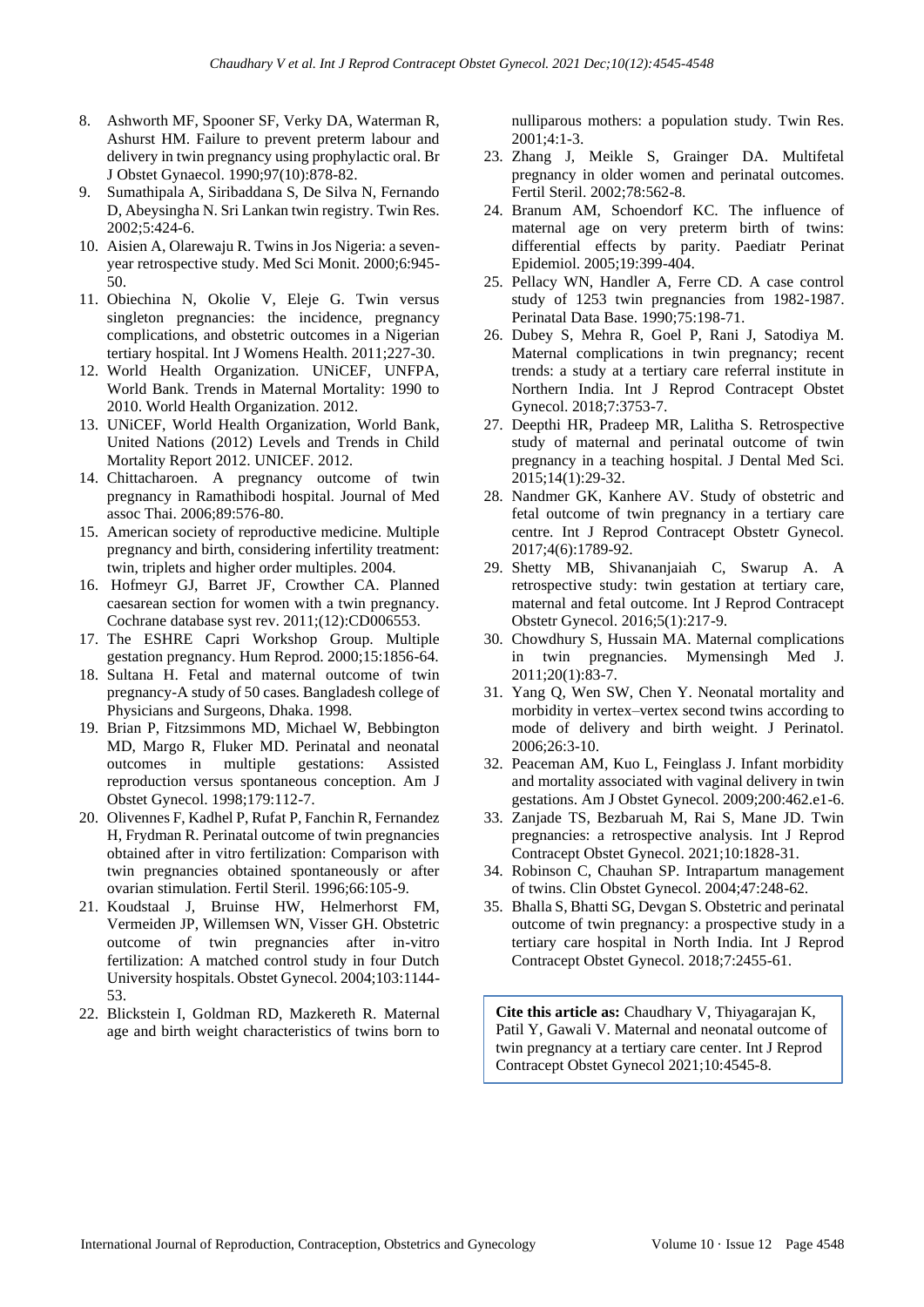8. Ashworth MF, Spooner SF, Verky DA, Waterman R, Ashurst HM. Failure to prevent preterm labour and delivery in twin pregnancy using prophylactic oral. Br J Obstet Gynaecol. 1990;97(10):878-82.
9. Sumathipala A, Siribaddana S, De Silva N, Fernando D, Abeysingha N. Sri Lankan twin registry. Twin Res. 2002;5:424-6.
10. Aisien A, Olarewaju R. Twins in Jos Nigeria: a seven-year retrospective study. Med Sci Monit. 2000;6:945-50.
11. Obiechina N, Okolie V, Eleje G. Twin versus singleton pregnancies: the incidence, pregnancy complications, and obstetric outcomes in a Nigerian tertiary hospital. Int J Womens Health. 2011;227-30.
12. World Health Organization. UNiCEF, UNFPA, World Bank. Trends in Maternal Mortality: 1990 to 2010. World Health Organization. 2012.
13. UNiCEF, World Health Organization, World Bank, United Nations (2012) Levels and Trends in Child Mortality Report 2012. UNICEF. 2012.
14. Chittacharoen. A pregnancy outcome of twin pregnancy in Ramathibodi hospital. Journal of Med assoc Thai. 2006;89:576-80.
15. American society of reproductive medicine. Multiple pregnancy and birth, considering infertility treatment: twin, triplets and higher order multiples. 2004.
16. Hofmeyr GJ, Barret JF, Crowther CA. Planned caesarean section for women with a twin pregnancy. Cochrane database syst rev. 2011;(12):CD006553.
17. The ESHRE Capri Workshop Group. Multiple gestation pregnancy. Hum Reprod. 2000;15:1856-64.
18. Sultana H. Fetal and maternal outcome of twin pregnancy-A study of 50 cases. Bangladesh college of Physicians and Surgeons, Dhaka. 1998.
19. Brian P, Fitzsimmons MD, Michael W, Bebbington MD, Margo R, Fluker MD. Perinatal and neonatal outcomes in multiple gestations: Assisted reproduction versus spontaneous conception. Am J Obstet Gynecol. 1998;179:112-7.
20. Olivennes F, Kadhel P, Rufat P, Fanchin R, Fernandez H, Frydman R. Perinatal outcome of twin pregnancies obtained after in vitro fertilization: Comparison with twin pregnancies obtained spontaneously or after ovarian stimulation. Fertil Steril. 1996;66:105-9.
21. Koudstaal J, Bruinse HW, Helmerhorst FM, Vermeiden JP, Willemsen WN, Visser GH. Obstetric outcome of twin pregnancies after in-vitro fertilization: A matched control study in four Dutch University hospitals. Obstet Gynecol. 2004;103:1144-53.
22. Blickstein I, Goldman RD, Mazkereth R. Maternal age and birth weight characteristics of twins born to nulliparous mothers: a population study. Twin Res. 2001;4:1-3.
23. Zhang J, Meikle S, Grainger DA. Multifetal pregnancy in older women and perinatal outcomes. Fertil Steril. 2002;78:562-8.
24. Branum AM, Schoendorf KC. The influence of maternal age on very preterm birth of twins: differential effects by parity. Paediatr Perinat Epidemiol. 2005;19:399-404.
25. Pellacy WN, Handler A, Ferre CD. A case control study of 1253 twin pregnancies from 1982-1987. Perinatal Data Base. 1990;75:198-71.
26. Dubey S, Mehra R, Goel P, Rani J, Satodiya M. Maternal complications in twin pregnancy; recent trends: a study at a tertiary care referral institute in Northern India. Int J Reprod Contracept Obstet Gynecol. 2018;7:3753-7.
27. Deepthi HR, Pradeep MR, Lalitha S. Retrospective study of maternal and perinatal outcome of twin pregnancy in a teaching hospital. J Dental Med Sci. 2015;14(1):29-32.
28. Nandmer GK, Kanhere AV. Study of obstetric and fetal outcome of twin pregnancy in a tertiary care centre. Int J Reprod Contracept Obstetr Gynecol. 2017;4(6):1789-92.
29. Shetty MB, Shivananjaiah C, Swarup A. A retrospective study: twin gestation at tertiary care, maternal and fetal outcome. Int J Reprod Contracept Obstetr Gynecol. 2016;5(1):217-9.
30. Chowdhury S, Hussain MA. Maternal complications in twin pregnancies. Mymensingh Med J. 2011;20(1):83-7.
31. Yang Q, Wen SW, Chen Y. Neonatal mortality and morbidity in vertex–vertex second twins according to mode of delivery and birth weight. J Perinatol. 2006;26:3-10.
32. Peaceman AM, Kuo L, Feinglass J. Infant morbidity and mortality associated with vaginal delivery in twin gestations. Am J Obstet Gynecol. 2009;200:462.e1-6.
33. Zanjade TS, Bezbaruah M, Rai S, Mane JD. Twin pregnancies: a retrospective analysis. Int J Reprod Contracept Obstet Gynecol. 2021;10:1828-31.
34. Robinson C, Chauhan SP. Intrapartum management of twins. Clin Obstet Gynecol. 2004;47:248-62.
35. Bhalla S, Bhatti SG, Devgan S. Obstetric and perinatal outcome of twin pregnancy: a prospective study in a tertiary care hospital in North India. Int J Reprod Contracept Obstet Gynecol. 2018;7:2455-61.

**Cite this article as:** Chaudhary V, Thiyagarajan K, Patil Y, Gawali V. Maternal and neonatal outcome of twin pregnancy at a tertiary care center. Int J Reprod Contracept Obstet Gynecol 2021;10:4545-8.